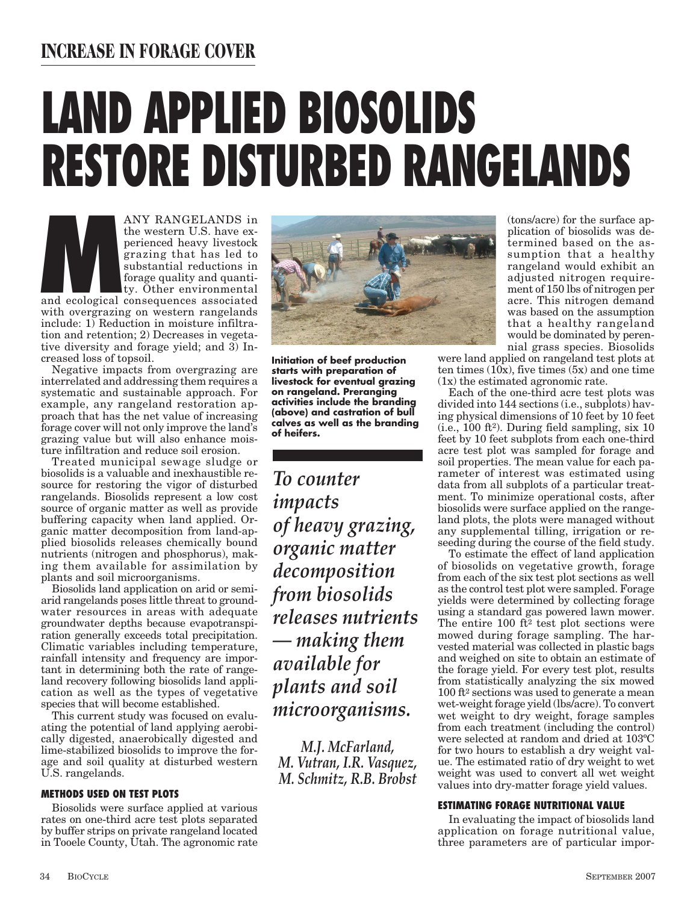## INCREASE IN FORAGE COVER

# LAND APPLIED BIOSOLIDS RESTORE DISTURBED RANGELANDS

*M.J. McFarland, M. Vutran, I.R. Vasquez, M. Schmitz, R.B. Brobst*

*To counter impacts of heavy grazing, organic matter decomposition from biosolids releases nutrients — making them available for plants and soil microorganisms.*

MANY RANGELANDS in the western U.S. have experienced heavy livestock grazing that has led to substantial reductions in forage quality and quantity. Other environmental and ecological consequences associated with overgrazing on western rangelands include: 1) Reduction in moisture infiltration and retention; 2) Decreases in vegetative diversity and forage yield; and 3) Increased loss of topsoil.

Negative impacts from overgrazing are interrelated and addressing them requires a systematic and sustainable approach. For example, any rangeland restoration approach that has the net value of increasing forage cover will not only improve the land's grazing value but will also enhance moisture infiltration and reduce soil erosion.

Treated municipal sewage sludge or biosolids is a valuable and inexhaustible resource for restoring the vigor of disturbed rangelands. Biosolids represent a low cost source of organic matter as well as provide buffering capacity when land applied. Organic matter decomposition from land-applied biosolids releases chemically bound nutrients (nitrogen and phosphorus), making them available for assimilation by plants and soil microorganisms.

Biosolids land application on arid or semi-arid rangelands poses little threat to groundwater resources in areas with adequate groundwater depths because evapotranspiration generally exceeds total precipitation. Climatic variables including temperature, rainfall intensity and frequency are important in determining both the rate of rangeland recovery following biosolids land application as well as the types of vegetative species that will become established.

This current study was focused on evaluating the potential of land applying aerobically digested, anaerobically digested and lime-stabilized biosolids to improve the forage and soil quality at disturbed western U.S. rangelands.

**Initiation of beef production starts with preparation of livestock for eventual grazing on rangeland. Preranging activities include the branding (above) and castration of bull calves as well as the branding of heifers.**

### METHODS USED ON TEST PLOTS

Biosolids were surface applied at various rates on one-third acre test plots separated by buffer strips on private rangeland located in Tooele County, Utah. The agronomic rate (tons/acre) for the surface application of biosolids was determined based on the assumption that a healthy rangeland would exhibit an adjusted nitrogen requirement of 150 lbs of nitrogen per acre. This nitrogen demand was based on the assumption that a healthy rangeland would be dominated by perennial grass species. Biosolids were land applied on rangeland test plots at ten times (10x), five times (5x) and one time (1x) the estimated agronomic rate.

Each of the one-third acre test plots was divided into 144 sections (i.e., subplots) having physical dimensions of 10 feet by 10 feet (i.e., 100 $ft^2$). During field sampling, six 10 feet by 10 feet subplots from each one-third acre test plot was sampled for forage and soil properties. The mean value for each parameter of interest was estimated using data from all subplots of a particular treatment. To minimize operational costs, after biosolids were surface applied on the rangeland plots, the plots were managed without any supplemental tilling, irrigation or reseeding during the course of the field study.

To estimate the effect of land application of biosolids on vegetative growth, forage from each of the six test plot sections as well as the control test plot were sampled. Forage yields were determined by collecting forage using a standard gas powered lawn mower. The entire 100 $ft^2$ test plot sections were mowed during forage sampling. The harvested material was collected in plastic bags and weighed on site to obtain an estimate of the forage yield. For every test plot, results from statistically analyzing the six mowed 100 $ft^2$ sections was used to generate a mean wet-weight forage yield (lbs/acre). To convert wet weight to dry weight, forage samples from each treatment (including the control) were selected at random and dried at 103ºC for two hours to establish a dry weight value. The estimated ratio of dry weight to wet weight was used to convert all wet weight values into dry-matter forage yield values.

### ESTIMATING FORAGE NUTRITIONAL VALUE

In evaluating the impact of biosolids land application on forage nutritional value, three parameters are of particular impor-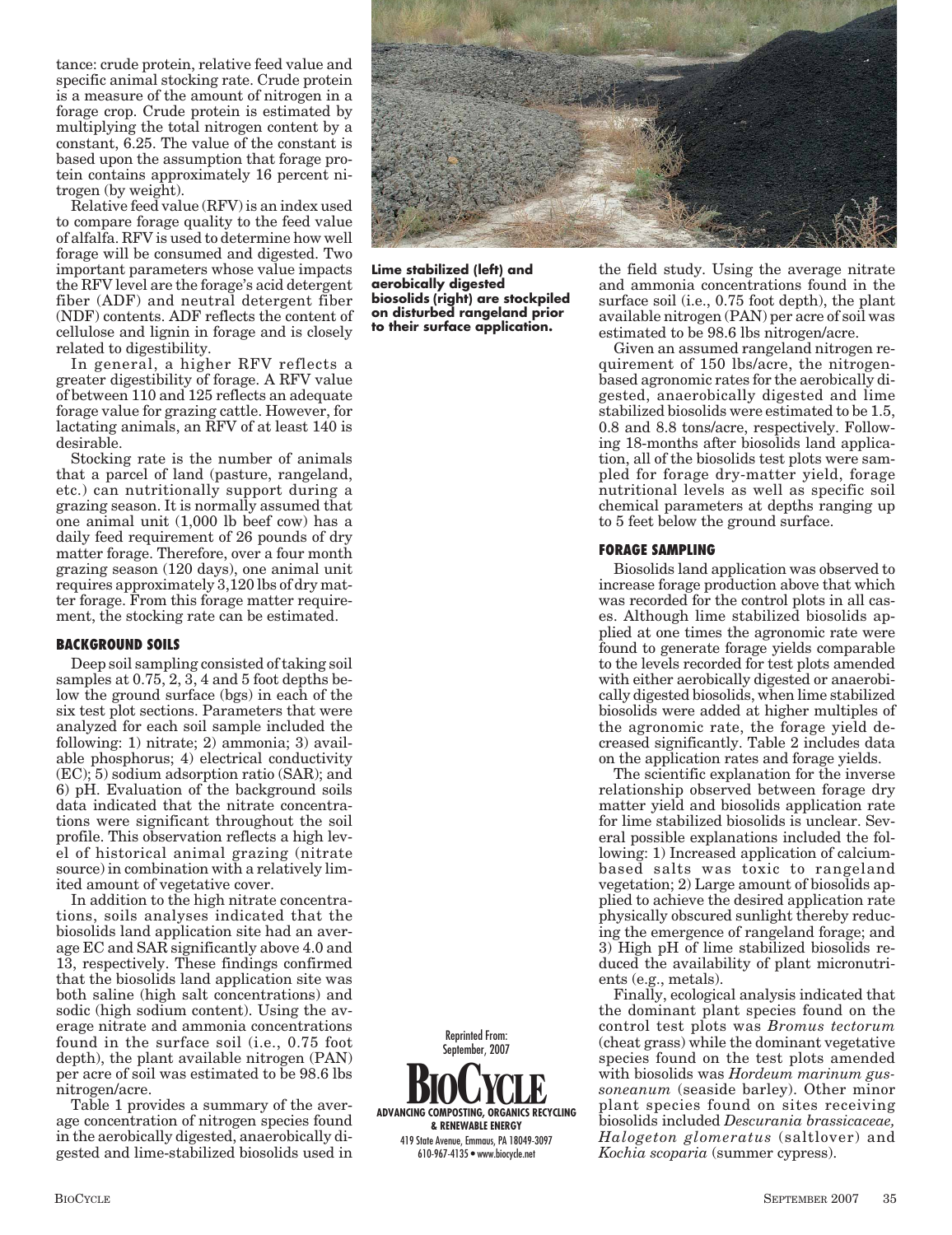tance: crude protein, relative feed value and specific animal stocking rate. Crude protein is a measure of the amount of nitrogen in a forage crop. Crude protein is estimated by multiplying the total nitrogen content by a constant, 6.25. The value of the constant is based upon the assumption that forage protein contains approximately 16 percent nitrogen (by weight).

Relative feed value (RFV) is an index used to compare forage quality to the feed value of alfalfa. RFV is used to determine how well forage will be consumed and digested. Two important parameters whose value impacts the RFV level are the forage's acid detergent fiber (ADF) and neutral detergent fiber (NDF) contents. ADF reflects the content of cellulose and lignin in forage and is closely related to digestibility.

In general, a higher RFV reflects a greater digestibility of forage. A RFV value of between 110 and 125 reflects an adequate forage value for grazing cattle. However, for lactating animals, an RFV of at least 140 is desirable.

Stocking rate is the number of animals that a parcel of land (pasture, rangeland, etc.) can nutritionally support during a grazing season. It is normally assumed that one animal unit (1,000 lb beef cow) has a daily feed requirement of 26 pounds of dry matter forage. Therefore, over a four month grazing season (120 days), one animal unit requires approximately 3,120 lbs of dry matter forage. From this forage matter requirement, the stocking rate can be estimated.

### BACKGROUND SOILS

Deep soil sampling consisted of taking soil samples at 0.75, 2, 3, 4 and 5 foot depths below the ground surface (bgs) in each of the six test plot sections. Parameters that were analyzed for each soil sample included the following: 1) nitrate; 2) ammonia; 3) available phosphorus; 4) electrical conductivity (EC); 5) sodium adsorption ratio (SAR); and 6) pH. Evaluation of the background soils data indicated that the nitrate concentrations were significant throughout the soil profile. This observation reflects a high level of historical animal grazing (nitrate source) in combination with a relatively limited amount of vegetative cover.

In addition to the high nitrate concentrations, soils analyses indicated that the biosolids land application site had an average EC and SAR significantly above 4.0 and 13, respectively. These findings confirmed that the biosolids land application site was both saline (high salt concentrations) and sodic (high sodium content). Using the average nitrate and ammonia concentrations found in the surface soil (i.e., 0.75 foot depth), the plant available nitrogen (PAN) per acre of soil was estimated to be 98.6 lbs nitrogen/acre.

Table 1 provides a summary of the average concentration of nitrogen species found in the aerobically digested, anaerobically digested and lime-stabilized biosolids used in the field study. Using the average nitrate and ammonia concentrations found in the surface soil (i.e., 0.75 foot depth), the plant available nitrogen (PAN) per acre of soil was estimated to be 98.6 lbs nitrogen/acre.

**Lime stabilized (left) and aerobically digested biosolids (right) are stockpiled on disturbed rangeland prior to their surface application.**

Given an assumed rangeland nitrogen requirement of 150 lbs/acre, the nitrogen-based agronomic rates for the aerobically digested, anaerobically digested and lime stabilized biosolids were estimated to be 1.5, 0.8 and 8.8 tons/acre, respectively. Following 18-months after biosolids land application, all of the biosolids test plots were sampled for forage dry-matter yield, forage nutritional levels as well as specific soil chemical parameters at depths ranging up to 5 feet below the ground surface.

### FORAGE SAMPLING

Biosolids land application was observed to increase forage production above that which was recorded for the control plots in all cases. Although lime stabilized biosolids applied at one times the agronomic rate were found to generate forage yields comparable to the levels recorded for test plots amended with either aerobically digested or anaerobically digested biosolids, when lime stabilized biosolids were added at higher multiples of the agronomic rate, the forage yield decreased significantly. Table 2 includes data on the application rates and forage yields.

The scientific explanation for the inverse relationship observed between forage dry matter yield and biosolids application rate for lime stabilized biosolids is unclear. Several possible explanations included the following: 1) Increased application of calcium-based salts was toxic to rangeland vegetation; 2) Large amount of biosolids applied to achieve the desired application rate physically obscured sunlight thereby reducing the emergence of rangeland forage; and 3) High pH of lime stabilized biosolids reduced the availability of plant micronutrients (e.g., metals).

Finally, ecological analysis indicated that the dominant plant species found on the control test plots was *Bromus tectorum* (cheat grass) while the dominant vegetative species found on the test plots amended with biosolids was *Hordeum marinum gussoneanum* (seaside barley). Other minor plant species found on sites receiving biosolids included *Descurania brassicaceae, Halogeton glomeratus* (saltlover) and *Kochia scoparia* (summer cypress).

Reprinted From: September, 2007
BIOCYCLE
ADVANCING COMPOSTING, ORGANICS RECYCLING & RENEWABLE ENERGY
419 State Avenue, Emmaus, PA 18049-3097
610-967-4135 • www.biocycle.net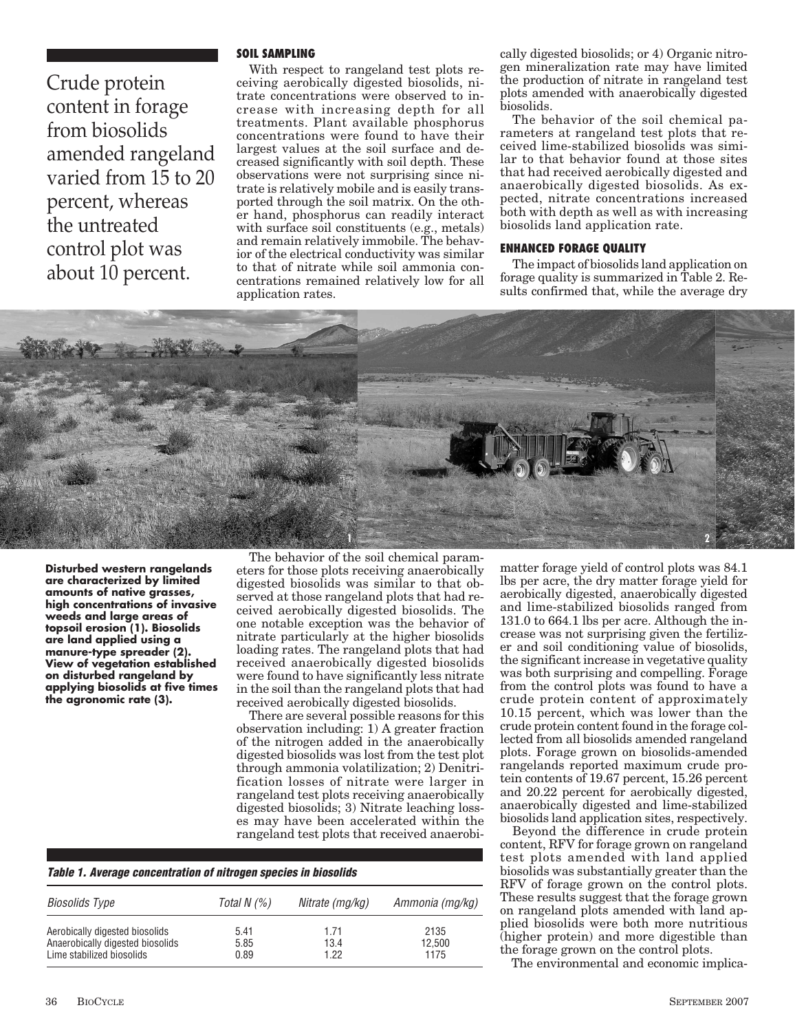Crude protein content in forage from biosolids amended rangeland varied from 15 to 20 percent, whereas the untreated control plot was about 10 percent.

### SOIL SAMPLING

With respect to rangeland test plots receiving aerobically digested biosolids, nitrate concentrations were observed to increase with increasing depth for all treatments. Plant available phosphorus concentrations were found to have their largest values at the soil surface and decreased significantly with soil depth. These observations were not surprising since nitrate is relatively mobile and is easily transported through the soil matrix. On the other hand, phosphorus can readily interact with surface soil constituents (e.g., metals) and remain relatively immobile. The behavior of the electrical conductivity was similar to that of nitrate while soil ammonia concentrations remained relatively low for all application rates.

The behavior of the soil chemical parameters for those plots receiving anaerobically digested biosolids was similar to that observed at those rangeland plots that had received aerobically digested biosolids. The one notable exception was the behavior of nitrate particularly at the higher biosolids loading rates. The rangeland plots that had received anaerobically digested biosolids were found to have significantly less nitrate in the soil than the rangeland plots that had received aerobically digested biosolids.

There are several possible reasons for this observation including: 1) A greater fraction of the nitrogen added in the anaerobically digested biosolids was lost from the test plot through ammonia volatilization; 2) Denitrification losses of nitrate were larger in rangeland test plots receiving anaerobically digested biosolids; 3) Nitrate leaching losses may have been accelerated within the rangeland test plots that received anaerobically digested biosolids; or 4) Organic nitrogen mineralization rate may have limited the production of nitrate in rangeland test plots amended with anaerobically digested biosolids.

The behavior of the soil chemical parameters at rangeland test plots that received lime-stabilized biosolids was similar to that behavior found at those sites that had received aerobically digested and anaerobically digested biosolids. As expected, nitrate concentrations increased both with depth as well as with increasing biosolids land application rate.

### ENHANCED FORAGE QUALITY

The impact of biosolids land application on forage quality is summarized in Table 2. Results confirmed that, while the average dry matter forage yield of control plots was 84.1 lbs per acre, the dry matter forage yield for aerobically digested, anaerobically digested and lime-stabilized biosolids ranged from 131.0 to 664.1 lbs per acre. Although the increase was not surprising given the fertilizer and soil conditioning value of biosolids, the significant increase in vegetative quality was both surprising and compelling. Forage from the control plots was found to have a crude protein content of approximately 10.15 percent, which was lower than the crude protein content found in the forage collected from all biosolids amended rangeland plots. Forage grown on biosolids-amended rangelands reported maximum crude protein contents of 19.67 percent, 15.26 percent and 20.22 percent for aerobically digested, anaerobically digested and lime-stabilized biosolids land application sites, respectively.

Beyond the difference in crude protein content, RFV for forage grown on rangeland test plots amended with land applied biosolids was substantially greater than the RFV of forage grown on the control plots. These results suggest that the forage grown on rangeland plots amended with land applied biosolids were both more nutritious (higher protein) and more digestible than the forage grown on the control plots.

The environmental and economic implica-

**Disturbed western rangelands are characterized by limited amounts of native grasses, high concentrations of invasive weeds and large areas of topsoil erosion (1). Biosolids are land applied using a manure-type spreader (2). View of vegetation established on disturbed rangeland by applying biosolids at five times the agronomic rate (3).**

*Table 1. Average concentration of nitrogen species in biosolids*

| *Biosolids Type* | *Total N (%)* | *Nitrate (mg/kg)* | *Ammonia (mg/kg)* |
|---|---|---|---|
| Aerobically digested biosolids | 5.41 | 1.71 | 2135 |
| Anaerobically digested biosolids | 5.85 | 13.4 | 12,500 |
| Lime stabilized biosolids | 0.89 | 1.22 | 1175 |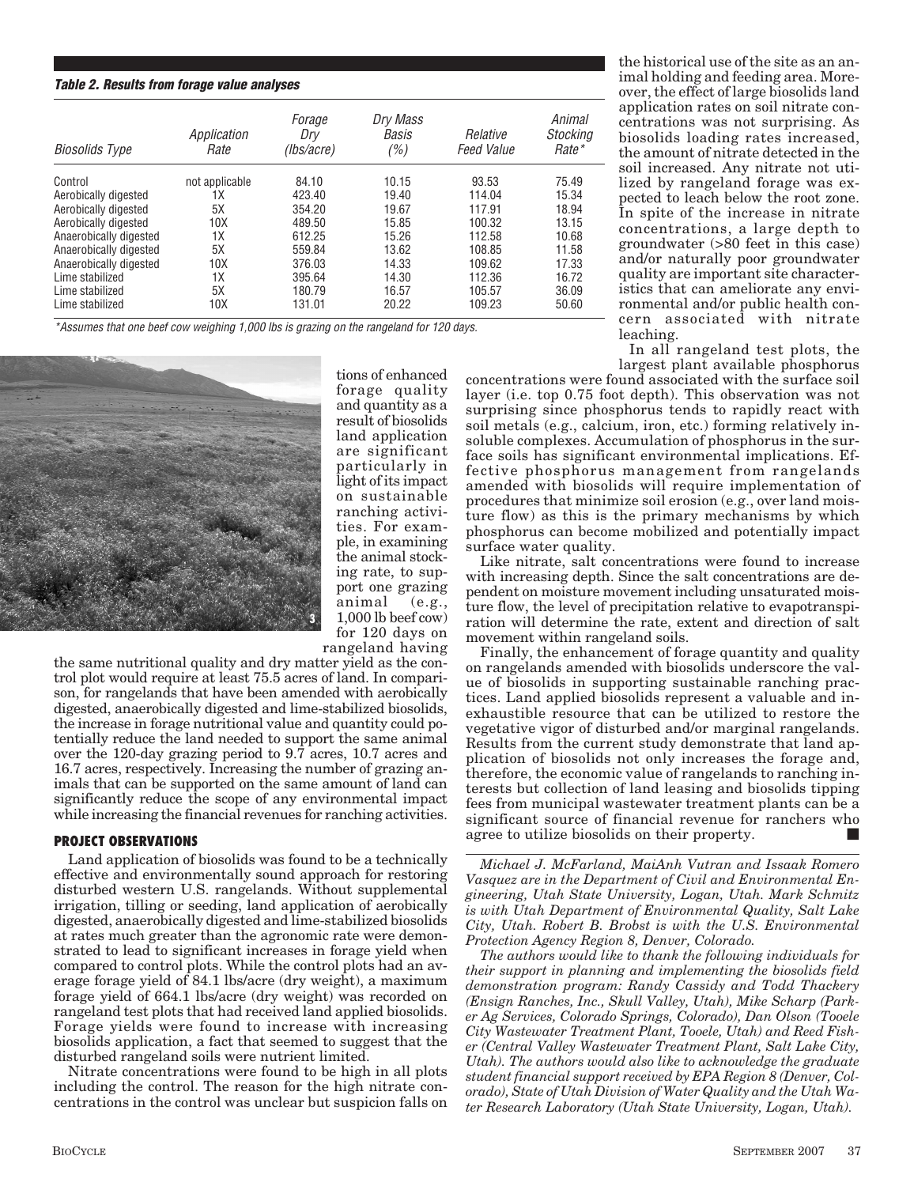**Table 2. Results from forage value analyses**

| Biosolids Type | Application Rate | Forage Dry (lbs/acre) | Dry Mass Basis (%) | Relative Feed Value | Animal Stocking Rate* |
|---|---|---|---|---|---|
| Control | not applicable | 84.10 | 10.15 | 93.53 | 75.49 |
| Aerobically digested | 1X | 423.40 | 19.40 | 114.04 | 15.34 |
| Aerobically digested | 5X | 354.20 | 19.67 | 117.91 | 18.94 |
| Aerobically digested | 10X | 489.50 | 15.85 | 100.32 | 13.15 |
| Anaerobically digested | 1X | 612.25 | 15.26 | 112.58 | 10.68 |
| Anaerobically digested | 5X | 559.84 | 13.62 | 108.85 | 11.58 |
| Anaerobically digested | 10X | 376.03 | 14.33 | 109.62 | 17.33 |
| Lime stabilized | 1X | 395.64 | 14.30 | 112.36 | 16.72 |
| Lime stabilized | 5X | 180.79 | 16.57 | 105.57 | 36.09 |
| Lime stabilized | 10X | 131.01 | 20.22 | 109.23 | 50.60 |

*Assumes that one beef cow weighing 1,000 lbs is grazing on the rangeland for 120 days.

3

tions of enhanced forage quality and quantity as a result of biosolids land application are significant particularly in light of its impact on sustainable ranching activities. For example, in examining the animal stocking rate, to support one grazing animal (e.g., 1,000 lb beef cow) for 120 days on rangeland having the same nutritional quality and dry matter yield as the control plot would require at least 75.5 acres of land. In comparison, for rangelands that have been amended with aerobically digested, anaerobically digested and lime-stabilized biosolids, the increase in forage nutritional value and quantity could potentially reduce the land needed to support the same animal over the 120-day grazing period to 9.7 acres, 10.7 acres and 16.7 acres, respectively. Increasing the number of grazing animals that can be supported on the same amount of land can significantly reduce the scope of any environmental impact while increasing the financial revenues for ranching activities.

## PROJECT OBSERVATIONS

Land application of biosolids was found to be a technically effective and environmentally sound approach for restoring disturbed western U.S. rangelands. Without supplemental irrigation, tilling or seeding, land application of aerobically digested, anaerobically digested and lime-stabilized biosolids at rates much greater than the agronomic rate were demonstrated to lead to significant increases in forage yield when compared to control plots. While the control plots had an average forage yield of 84.1 lbs/acre (dry weight), a maximum forage yield of 664.1 lbs/acre (dry weight) was recorded on rangeland test plots that had received land applied biosolids. Forage yields were found to increase with increasing biosolids application, a fact that seemed to suggest that the disturbed rangeland soils were nutrient limited.

Nitrate concentrations were found to be high in all plots including the control. The reason for the high nitrate concentrations in the control was unclear but suspicion falls on the historical use of the site as an animal holding and feeding area. Moreover, the effect of large biosolids land application rates on soil nitrate concentrations was not surprising. As biosolids loading rates increased, the amount of nitrate detected in the soil increased. Any nitrate not utilized by rangeland forage was expected to leach below the root zone. In spite of the increase in nitrate concentrations, a large depth to groundwater (>80 feet in this case) and/or naturally poor groundwater quality are important site characteristics that can ameliorate any environmental and/or public health concern associated with nitrate leaching.

In all rangeland test plots, the largest plant available phosphorus concentrations were found associated with the surface soil layer (i.e. top 0.75 foot depth). This observation was not surprising since phosphorus tends to rapidly react with soil metals (e.g., calcium, iron, etc.) forming relatively insoluble complexes. Accumulation of phosphorus in the surface soils has significant environmental implications. Effective phosphorus management from rangelands amended with biosolids will require implementation of procedures that minimize soil erosion (e.g., over land moisture flow) as this is the primary mechanisms by which phosphorus can become mobilized and potentially impact surface water quality.

Like nitrate, salt concentrations were found to increase with increasing depth. Since the salt concentrations are dependent on moisture movement including unsaturated moisture flow, the level of precipitation relative to evapotranspiration will determine the rate, extent and direction of salt movement within rangeland soils.

Finally, the enhancement of forage quantity and quality on rangelands amended with biosolids underscore the value of biosolids in supporting sustainable ranching practices. Land applied biosolids represent a valuable and inexhaustible resource that can be utilized to restore the vegetative vigor of disturbed and/or marginal rangelands. Results from the current study demonstrate that land application of biosolids not only increases the forage and, therefore, the economic value of rangelands to ranching interests but collection of land leasing and biosolids tipping fees from municipal wastewater treatment plants can be a significant source of financial revenue for ranchers who agree to utilize biosolids on their property. ■

*Michael J. McFarland, MaiAnh Vutran and Issaak Romero Vasquez are in the Department of Civil and Environmental Engineering, Utah State University, Logan, Utah. Mark Schmitz is with Utah Department of Environmental Quality, Salt Lake City, Utah. Robert B. Brobst is with the U.S. Environmental Protection Agency Region 8, Denver, Colorado.*

*The authors would like to thank the following individuals for their support in planning and implementing the biosolids field demonstration program: Randy Cassidy and Todd Thackery (Ensign Ranches, Inc., Skull Valley, Utah), Mike Scharp (Parker Ag Services, Colorado Springs, Colorado), Dan Olson (Tooele City Wastewater Treatment Plant, Tooele, Utah) and Reed Fisher (Central Valley Wastewater Treatment Plant, Salt Lake City, Utah). The authors would also like to acknowledge the graduate student financial support received by EPA Region 8 (Denver, Colorado), State of Utah Division of Water Quality and the Utah Water Research Laboratory (Utah State University, Logan, Utah).*